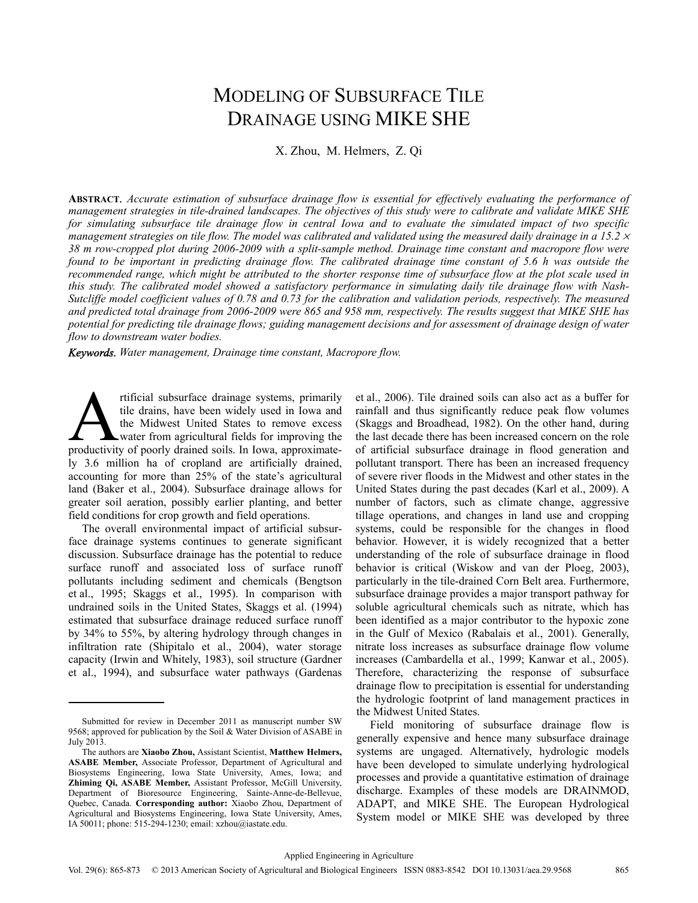# Modeling of Subsurface Tile Drainage using MIKE SHE

X. Zhou, M. Helmers, Z. Qi

**Abstract.** *Accurate estimation of subsurface drainage flow is essential for effectively evaluating the performance of management strategies in tile-drained landscapes. The objectives of this study were to calibrate and validate MIKE SHE for simulating subsurface tile drainage flow in central Iowa and to evaluate the simulated impact of two specific management strategies on tile flow. The model was calibrated and validated using the measured daily drainage in a 15.2 × 38 m row-cropped plot during 2006-2009 with a split-sample method. Drainage time constant and macropore flow were found to be important in predicting drainage flow. The calibrated drainage time constant of 5.6 h was outside the recommended range, which might be attributed to the shorter response time of subsurface flow at the plot scale used in this study. The calibrated model showed a satisfactory performance in simulating daily tile drainage flow with Nash-Sutcliffe model coefficient values of 0.78 and 0.73 for the calibration and validation periods, respectively. The measured and predicted total drainage from 2006-2009 were 865 and 958 mm, respectively. The results suggest that MIKE SHE has potential for predicting tile drainage flows; guiding management decisions and for assessment of drainage design of water flow to downstream water bodies.*

***Keywords.*** *Water management, Drainage time constant, Macropore flow.*

Artificial subsurface drainage systems, primarily tile drains, have been widely used in Iowa and the Midwest United States to remove excess water from agricultural fields for improving the productivity of poorly drained soils. In Iowa, approximately 3.6 million ha of cropland are artificially drained, accounting for more than 25% of the state's agricultural land (Baker et al., 2004). Subsurface drainage allows for greater soil aeration, possibly earlier planting, and better field conditions for crop growth and field operations.

The overall environmental impact of artificial subsurface drainage systems continues to generate significant discussion. Subsurface drainage has the potential to reduce surface runoff and associated loss of surface runoff pollutants including sediment and chemicals (Bengtson et al., 1995; Skaggs et al., 1995). In comparison with undrained soils in the United States, Skaggs et al. (1994) estimated that subsurface drainage reduced surface runoff by 34% to 55%, by altering hydrology through changes in infiltration rate (Shipitalo et al., 2004), water storage capacity (Irwin and Whitely, 1983), soil structure (Gardner et al., 1994), and subsurface water pathways (Gardenas et al., 2006). Tile drained soils can also act as a buffer for rainfall and thus significantly reduce peak flow volumes (Skaggs and Broadhead, 1982). On the other hand, during the last decade there has been increased concern on the role of artificial subsurface drainage in flood generation and pollutant transport. There has been an increased frequency of severe river floods in the Midwest and other states in the United States during the past decades (Karl et al., 2009). A number of factors, such as climate change, aggressive tillage operations, and changes in land use and cropping systems, could be responsible for the changes in flood behavior. However, it is widely recognized that a better understanding of the role of subsurface drainage in flood behavior is critical (Wiskow and van der Ploeg, 2003), particularly in the tile-drained Corn Belt area. Furthermore, subsurface drainage provides a major transport pathway for soluble agricultural chemicals such as nitrate, which has been identified as a major contributor to the hypoxic zone in the Gulf of Mexico (Rabalais et al., 2001). Generally, nitrate loss increases as subsurface drainage flow volume increases (Cambardella et al., 1999; Kanwar et al., 2005). Therefore, characterizing the response of subsurface drainage flow to precipitation is essential for understanding the hydrologic footprint of land management practices in the Midwest United States.

Field monitoring of subsurface drainage flow is generally expensive and hence many subsurface drainage systems are ungaged. Alternatively, hydrologic models have been developed to simulate underlying hydrological processes and provide a quantitative estimation of drainage discharge. Examples of these models are DRAINMOD, ADAPT, and MIKE SHE. The European Hydrological System model or MIKE SHE was developed by three

---

Submitted for review in December 2011 as manuscript number SW 9568; approved for publication by the Soil & Water Division of ASABE in July 2013.

The authors are **Xiaobo Zhou,** Assistant Scientist, **Matthew Helmers, ASABE Member,** Associate Professor, Department of Agricultural and Biosystems Engineering, Iowa State University, Ames, Iowa; and **Zhiming Qi, ASABE Member,** Assistant Professor, McGill University, Department of Bioresource Engineering, Sainte-Anne-de-Bellevue, Quebec, Canada. **Corresponding author:** Xiaobo Zhou, Department of Agricultural and Biosystems Engineering, Iowa State University, Ames, IA 50011; phone: 515-294-1230; email: xzhou@iastate.edu.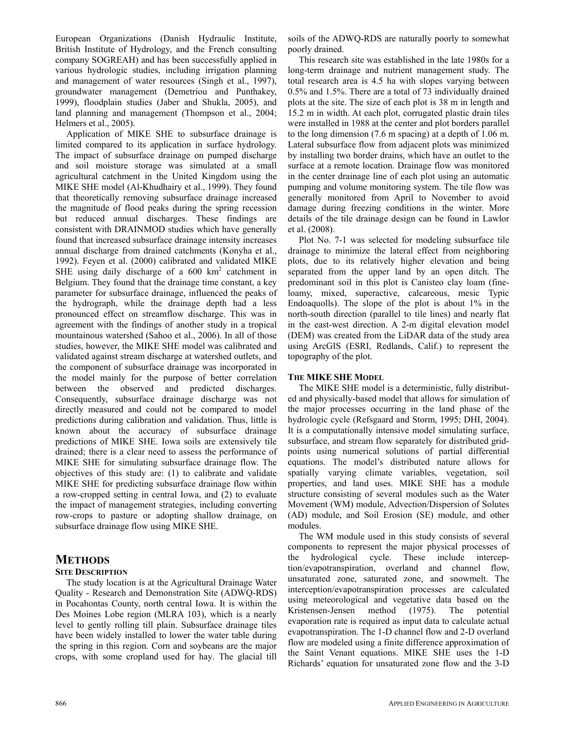European Organizations (Danish Hydraulic Institute, British Institute of Hydrology, and the French consulting company SOGREAH) and has been successfully applied in various hydrologic studies, including irrigation planning and management of water resources (Singh et al., 1997), groundwater management (Demetriou and Punthakey, 1999), floodplain studies (Jaber and Shukla, 2005), and land planning and management (Thompson et al., 2004; Helmers et al., 2005).

Application of MIKE SHE to subsurface drainage is limited compared to its application in surface hydrology. The impact of subsurface drainage on pumped discharge and soil moisture storage was simulated at a small agricultural catchment in the United Kingdom using the MIKE SHE model (Al-Khudhairy et al., 1999). They found that theoretically removing subsurface drainage increased the magnitude of flood peaks during the spring recession but reduced annual discharges. These findings are consistent with DRAINMOD studies which have generally found that increased subsurface drainage intensity increases annual discharge from drained catchments (Konyha et al., 1992). Feyen et al. (2000) calibrated and validated MIKE SHE using daily discharge of a 600 km$^2$ catchment in Belgium. They found that the drainage time constant, a key parameter for subsurface drainage, influenced the peaks of the hydrograph, while the drainage depth had a less pronounced effect on streamflow discharge. This was in agreement with the findings of another study in a tropical mountainous watershed (Sahoo et al., 2006). In all of those studies, however, the MIKE SHE model was calibrated and validated against stream discharge at watershed outlets, and the component of subsurface drainage was incorporated in the model mainly for the purpose of better correlation between the observed and predicted discharges. Consequently, subsurface drainage discharge was not directly measured and could not be compared to model predictions during calibration and validation. Thus, little is known about the accuracy of subsurface drainage predictions of MIKE SHE. Iowa soils are extensively tile drained; there is a clear need to assess the performance of MIKE SHE for simulating subsurface drainage flow. The objectives of this study are: (1) to calibrate and validate MIKE SHE for predicting subsurface drainage flow within a row-cropped setting in central Iowa, and (2) to evaluate the impact of management strategies, including converting row-crops to pasture or adopting shallow drainage, on subsurface drainage flow using MIKE SHE.

# METHODS

## SITE DESCRIPTION

The study location is at the Agricultural Drainage Water Quality - Research and Demonstration Site (ADWQ-RDS) in Pocahontas County, north central Iowa. It is within the Des Moines Lobe region (MLRA 103), which is a nearly level to gently rolling till plain. Subsurface drainage tiles have been widely installed to lower the water table during the spring in this region. Corn and soybeans are the major crops, with some cropland used for hay. The glacial till soils of the ADWQ-RDS are naturally poorly to somewhat poorly drained.

This research site was established in the late 1980s for a long-term drainage and nutrient management study. The total research area is 4.5 ha with slopes varying between 0.5% and 1.5%. There are a total of 73 individually drained plots at the site. The size of each plot is 38 m in length and 15.2 m in width. At each plot, corrugated plastic drain tiles were installed in 1988 at the center and plot borders parallel to the long dimension (7.6 m spacing) at a depth of 1.06 m. Lateral subsurface flow from adjacent plots was minimized by installing two border drains, which have an outlet to the surface at a remote location. Drainage flow was monitored in the center drainage line of each plot using an automatic pumping and volume monitoring system. The tile flow was generally monitored from April to November to avoid damage during freezing conditions in the winter. More details of the tile drainage design can be found in Lawlor et al. (2008).

Plot No. 7-1 was selected for modeling subsurface tile drainage to minimize the lateral effect from neighboring plots, due to its relatively higher elevation and being separated from the upper land by an open ditch. The predominant soil in this plot is Canisteo clay loam (fine-loamy, mixed, superactive, calcareous, mesic Typic Endoaquolls). The slope of the plot is about 1% in the north-south direction (parallel to tile lines) and nearly flat in the east-west direction. A 2-m digital elevation model (DEM) was created from the LiDAR data of the study area using ArcGIS (ESRI, Redlands, Calif.) to represent the topography of the plot.

## THE MIKE SHE MODEL

The MIKE SHE model is a deterministic, fully distributed and physically-based model that allows for simulation of the major processes occurring in the land phase of the hydrologic cycle (Refsgaard and Storm, 1995; DHI, 2004). It is a computationally intensive model simulating surface, subsurface, and stream flow separately for distributed grid-points using numerical solutions of partial differential equations. The model's distributed nature allows for spatially varying climate variables, vegetation, soil properties, and land uses. MIKE SHE has a module structure consisting of several modules such as the Water Movement (WM) module, Advection/Dispersion of Solutes (AD) module, and Soil Erosion (SE) module, and other modules.

The WM module used in this study consists of several components to represent the major physical processes of the hydrological cycle. These include interception/evapotranspiration, overland and channel flow, unsaturated zone, saturated zone, and snowmelt. The interception/evapotranspiration processes are calculated using meteorological and vegetative data based on the Kristensen-Jensen method (1975). The potential evaporation rate is required as input data to calculate actual evapotranspiration. The 1-D channel flow and 2-D overland flow are modeled using a finite difference approximation of the Saint Venant equations. MIKE SHE uses the 1-D Richards' equation for unsaturated zone flow and the 3-D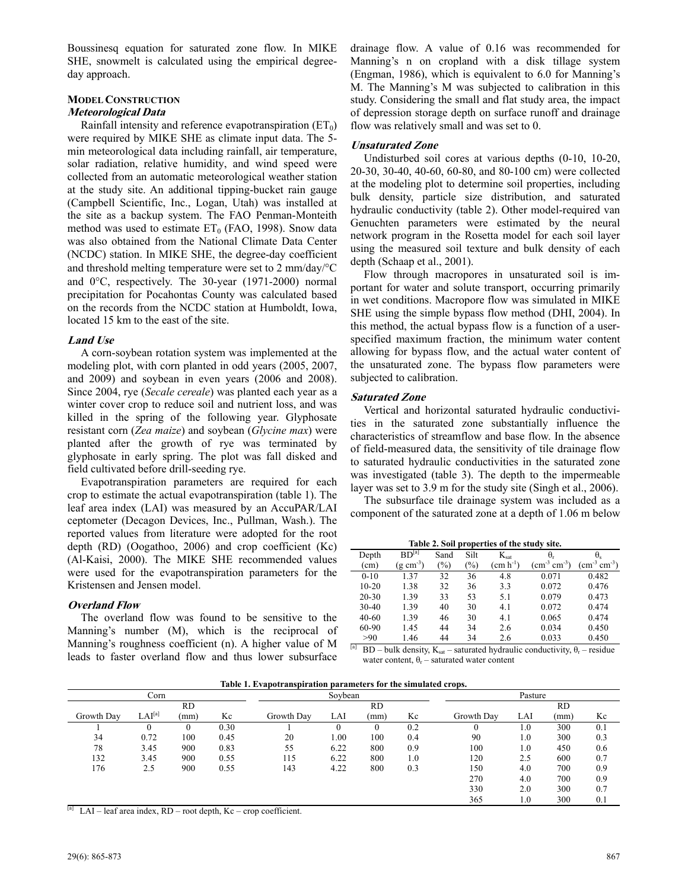Boussinesq equation for saturated zone flow. In MIKE SHE, snowmelt is calculated using the empirical degree-day approach.

## MODEL CONSTRUCTION

### *Meteorological Data*

Rainfall intensity and reference evapotranspiration ($ET_0$) were required by MIKE SHE as climate input data. The 5-min meteorological data including rainfall, air temperature, solar radiation, relative humidity, and wind speed were collected from an automatic meteorological weather station at the study site. An additional tipping-bucket rain gauge (Campbell Scientific, Inc., Logan, Utah) was installed at the site as a backup system. The FAO Penman-Monteith method was used to estimate $ET_0$ (FAO, 1998). Snow data was also obtained from the National Climate Data Center (NCDC) station. In MIKE SHE, the degree-day coefficient and threshold melting temperature were set to 2 mm/day/°C and 0°C, respectively. The 30-year (1971-2000) normal precipitation for Pocahontas County was calculated based on the records from the NCDC station at Humboldt, Iowa, located 15 km to the east of the site.

### *Land Use*

A corn-soybean rotation system was implemented at the modeling plot, with corn planted in odd years (2005, 2007, and 2009) and soybean in even years (2006 and 2008). Since 2004, rye (*Secale cereale*) was planted each year as a winter cover crop to reduce soil and nutrient loss, and was killed in the spring of the following year. Glyphosate resistant corn (*Zea maize*) and soybean (*Glycine max*) were planted after the growth of rye was terminated by glyphosate in early spring. The plot was fall disked and field cultivated before drill-seeding rye.

Evapotranspiration parameters are required for each crop to estimate the actual evapotranspiration (table 1). The leaf area index (LAI) was measured by an AccuPAR/LAI ceptometer (Decagon Devices, Inc., Pullman, Wash.). The reported values from literature were adopted for the root depth (RD) (Oogathoo, 2006) and crop coefficient (Kc) (Al-Kaisi, 2000). The MIKE SHE recommended values were used for the evapotranspiration parameters for the Kristensen and Jensen model.

### *Overland Flow*

The overland flow was found to be sensitive to the Manning's number (M), which is the reciprocal of Manning's roughness coefficient (n). A higher value of M leads to faster overland flow and thus lower subsurface drainage flow. A value of 0.16 was recommended for Manning's n on cropland with a disk tillage system (Engman, 1986), which is equivalent to 6.0 for Manning's M. The Manning's M was subjected to calibration in this study. Considering the small and flat study area, the impact of depression storage depth on surface runoff and drainage flow was relatively small and was set to 0.

### *Unsaturated Zone*

Undisturbed soil cores at various depths (0-10, 10-20, 20-30, 30-40, 40-60, 60-80, and 80-100 cm) were collected at the modeling plot to determine soil properties, including bulk density, particle size distribution, and saturated hydraulic conductivity (table 2). Other model-required van Genuchten parameters were estimated by the neural network program in the Rosetta model for each soil layer using the measured soil texture and bulk density of each depth (Schaap et al., 2001).

Flow through macropores in unsaturated soil is important for water and solute transport, occurring primarily in wet conditions. Macropore flow was simulated in MIKE SHE using the simple bypass flow method (DHI, 2004). In this method, the actual bypass flow is a function of a user-specified maximum fraction, the minimum water content allowing for bypass flow, and the actual water content of the unsaturated zone. The bypass flow parameters were subjected to calibration.

### *Saturated Zone*

Vertical and horizontal saturated hydraulic conductivities in the saturated zone substantially influence the characteristics of streamflow and base flow. In the absence of field-measured data, the sensitivity of tile drainage flow to saturated hydraulic conductivities in the saturated zone was investigated (table 3). The depth to the impermeable layer was set to 3.9 m for the study site (Singh et al., 2006).

The subsurface tile drainage system was included as a component of the saturated zone at a depth of 1.06 m below

**Table 2. Soil properties of the study site.**

| Depth (cm) | BD[a] (g cm$^{-3}$) | Sand (%) | Silt (%) | $K_{sat}$ (cm h$^{-1}$) | $\theta_r$ (cm$^{-3}$ cm$^{-3}$) | $\theta_s$ (cm$^{-3}$ cm$^{-3}$) |
|---|---|---|---|---|---|---|
| 0-10 | 1.37 | 32 | 36 | 4.8 | 0.071 | 0.482 |
| 10-20 | 1.38 | 32 | 36 | 3.3 | 0.072 | 0.476 |
| 20-30 | 1.39 | 33 | 53 | 5.1 | 0.079 | 0.473 |
| 30-40 | 1.39 | 40 | 30 | 4.1 | 0.072 | 0.474 |
| 40-60 | 1.39 | 46 | 30 | 4.1 | 0.065 | 0.474 |
| 60-90 | 1.45 | 44 | 34 | 2.6 | 0.034 | 0.450 |
| >90 | 1.46 | 44 | 34 | 2.6 | 0.033 | 0.450 |

[a] BD – bulk density, $K_{sat}$ – saturated hydraulic conductivity, $\theta_r$ – residue water content, $\theta_s$ – saturated water content

**Table 1. Evapotranspiration parameters for the simulated crops.**

| Corn | | | | Soybean | | | | Pasture | | | |
|---|---|---|---|---|---|---|---|---|---|---|---|
| Growth Day | LAI[a] | RD (mm) | Kc | Growth Day | LAI | RD (mm) | Kc | Growth Day | LAI | RD (mm) | Kc |
| 1 | 0 | 0 | 0.30 | 1 | 0 | 0 | 0.2 | 0 | 1.0 | 300 | 0.1 |
| 34 | 0.72 | 100 | 0.45 | 20 | 1.00 | 100 | 0.4 | 90 | 1.0 | 300 | 0.3 |
| 78 | 3.45 | 900 | 0.83 | 55 | 6.22 | 800 | 0.9 | 100 | 1.0 | 450 | 0.6 |
| 132 | 3.45 | 900 | 0.55 | 115 | 6.22 | 800 | 1.0 | 120 | 2.5 | 600 | 0.7 |
| 176 | 2.5 | 900 | 0.55 | 143 | 4.22 | 800 | 0.3 | 150 | 4.0 | 700 | 0.9 |
| | | | | | | | | 270 | 4.0 | 700 | 0.9 |
| | | | | | | | | 330 | 2.0 | 300 | 0.7 |
| | | | | | | | | 365 | 1.0 | 300 | 0.1 |

[a] LAI – leaf area index, RD – root depth, Kc – crop coefficient.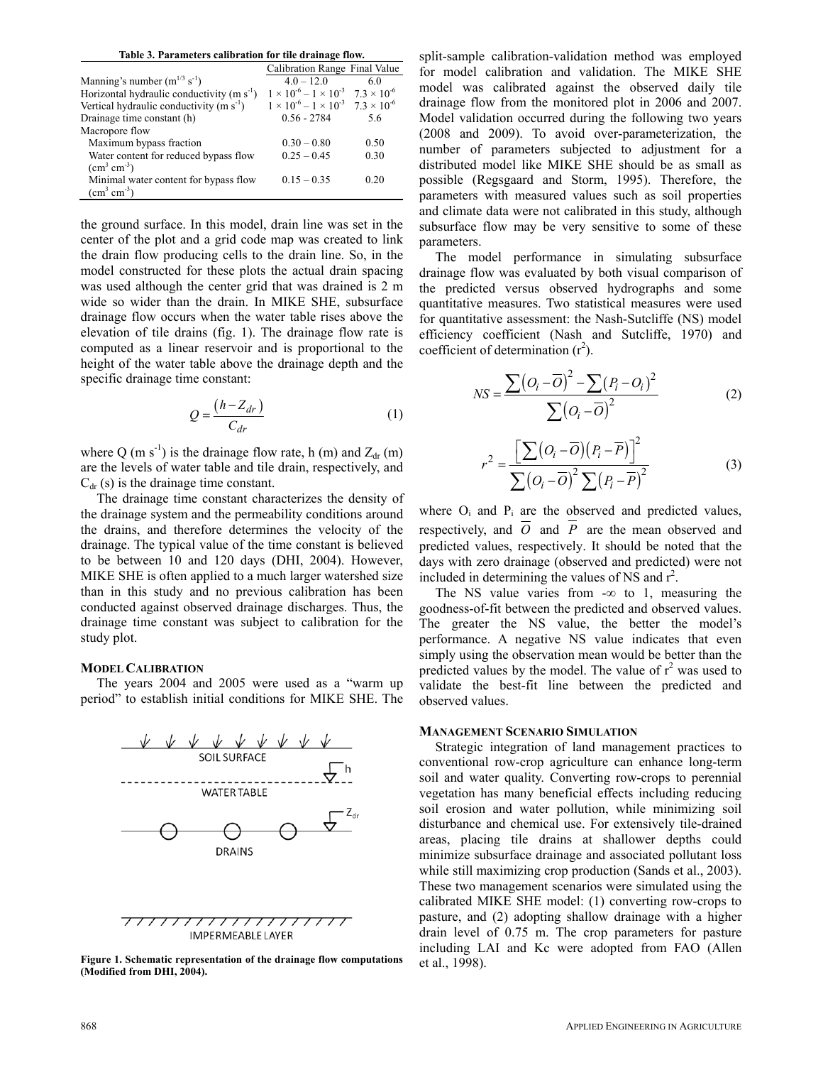**Table 3. Parameters calibration for tile drainage flow.**

| | Calibration Range | Final Value |
|---|---|---|
| Manning's number ($m^{1/3}$ $s^{-1}$) | 4.0 – 12.0 | 6.0 |
| Horizontal hydraulic conductivity (m $s^{-1}$) | $1 \times 10^{-6} - 1 \times 10^{-3}$ | $7.3 \times 10^{-6}$ |
| Vertical hydraulic conductivity (m $s^{-1}$) | $1 \times 10^{-6} - 1 \times 10^{-3}$ | $7.3 \times 10^{-6}$ |
| Drainage time constant (h) | 0.56 - 2784 | 5.6 |
| Macropore flow | | |
| Maximum bypass fraction | 0.30 – 0.80 | 0.50 |
| Water content for reduced bypass flow ($cm^3$ $cm^{-3}$) | 0.25 – 0.45 | 0.30 |
| Minimal water content for bypass flow ($cm^3$ $cm^{-3}$) | 0.15 – 0.35 | 0.20 |

the ground surface. In this model, drain line was set in the center of the plot and a grid code map was created to link the drain flow producing cells to the drain line. So, in the model constructed for these plots the actual drain spacing was used although the center grid that was drained is 2 m wide so wider than the drain. In MIKE SHE, subsurface drainage flow occurs when the water table rises above the elevation of tile drains (fig. 1). The drainage flow rate is computed as a linear reservoir and is proportional to the height of the water table above the drainage depth and the specific drainage time constant:

$$Q = \frac{(h - Z_{dr})}{C_{dr}} \tag{1}$$

where Q (m $s^{-1}$) is the drainage flow rate, h (m) and $Z_{dr}$ (m) are the levels of water table and tile drain, respectively, and $C_{dr}$ (s) is the drainage time constant.

The drainage time constant characterizes the density of the drainage system and the permeability conditions around the drains, and therefore determines the velocity of the drainage. The typical value of the time constant is believed to be between 10 and 120 days (DHI, 2004). However, MIKE SHE is often applied to a much larger watershed size than in this study and no previous calibration has been conducted against observed drainage discharges. Thus, the drainage time constant was subject to calibration for the study plot.

## Model Calibration

The years 2004 and 2005 were used as a "warm up period" to establish initial conditions for MIKE SHE. The split-sample calibration-validation method was employed for model calibration and validation. The MIKE SHE model was calibrated against the observed daily tile drainage flow from the monitored plot in 2006 and 2007. Model validation occurred during the following two years (2008 and 2009). To avoid over-parameterization, the number of parameters subjected to adjustment for a distributed model like MIKE SHE should be as small as possible (Regsgaard and Storm, 1995). Therefore, the parameters with measured values such as soil properties and climate data were not calibrated in this study, although subsurface flow may be very sensitive to some of these parameters.

**Figure 1. Schematic representation of the drainage flow computations (Modified from DHI, 2004).**

The model performance in simulating subsurface drainage flow was evaluated by both visual comparison of the predicted versus observed hydrographs and some quantitative measures. Two statistical measures were used for quantitative assessment: the Nash-Sutcliffe (NS) model efficiency coefficient (Nash and Sutcliffe, 1970) and coefficient of determination ($r^2$).

$$NS = \frac{\sum (O_i - \overline{O})^2 - \sum (P_i - O_i)^2}{\sum (O_i - \overline{O})^2} \tag{2}$$

$$r^2 = \frac{\left[\sum (O_i - \overline{O})(P_i - \overline{P})\right]^2}{\sum (O_i - \overline{O})^2 \sum (P_i - \overline{P})^2} \tag{3}$$

where $O_i$ and $P_i$ are the observed and predicted values, respectively, and $\overline{O}$ and $\overline{P}$ are the mean observed and predicted values, respectively. It should be noted that the days with zero drainage (observed and predicted) were not included in determining the values of NS and $r^2$.

The NS value varies from $-\infty$ to 1, measuring the goodness-of-fit between the predicted and observed values. The greater the NS value, the better the model's performance. A negative NS value indicates that even simply using the observation mean would be better than the predicted values by the model. The value of $r^2$ was used to validate the best-fit line between the predicted and observed values.

## Management Scenario Simulation

Strategic integration of land management practices to conventional row-crop agriculture can enhance long-term soil and water quality. Converting row-crops to perennial vegetation has many beneficial effects including reducing soil erosion and water pollution, while minimizing soil disturbance and chemical use. For extensively tile-drained areas, placing tile drains at shallower depths could minimize subsurface drainage and associated pollutant loss while still maximizing crop production (Sands et al., 2003). These two management scenarios were simulated using the calibrated MIKE SHE model: (1) converting row-crops to pasture, and (2) adopting shallow drainage with a higher drain level of 0.75 m. The crop parameters for pasture including LAI and Kc were adopted from FAO (Allen et al., 1998).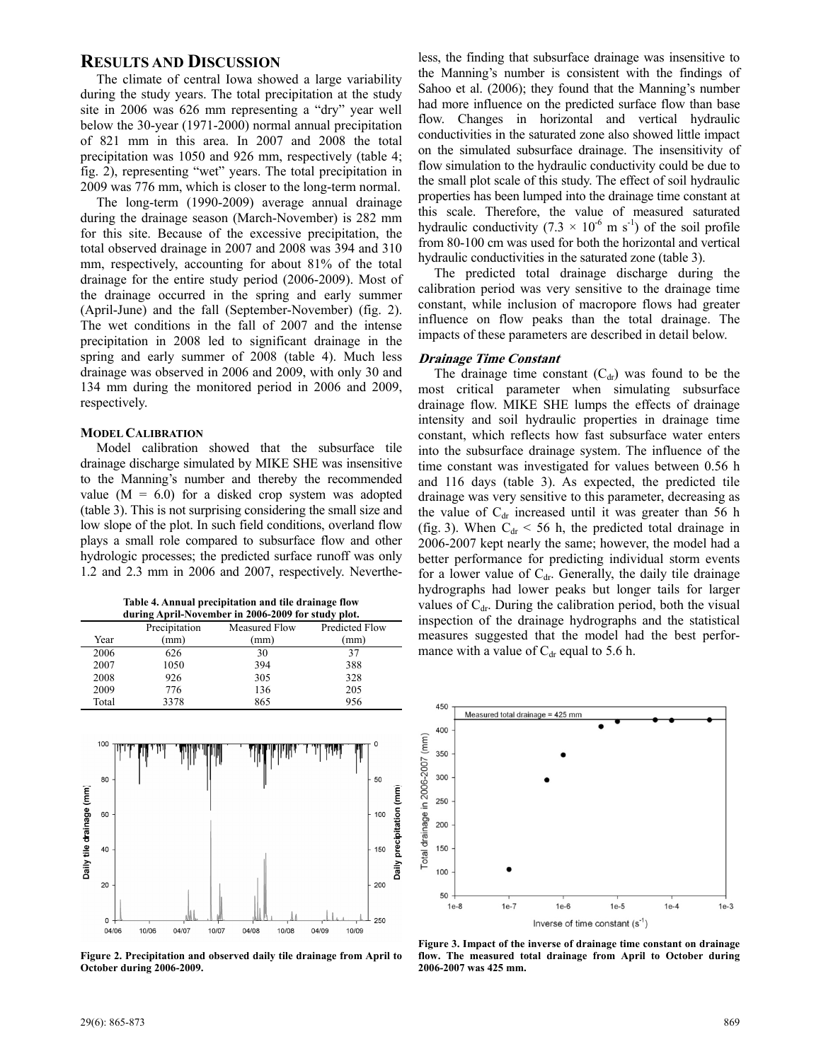## RESULTS AND DISCUSSION

The climate of central Iowa showed a large variability during the study years. The total precipitation at the study site in 2006 was 626 mm representing a "dry" year well below the 30-year (1971-2000) normal annual precipitation of 821 mm in this area. In 2007 and 2008 the total precipitation was 1050 and 926 mm, respectively (table 4; fig. 2), representing "wet" years. The total precipitation in 2009 was 776 mm, which is closer to the long-term normal.

The long-term (1990-2009) average annual drainage during the drainage season (March-November) is 282 mm for this site. Because of the excessive precipitation, the total observed drainage in 2007 and 2008 was 394 and 310 mm, respectively, accounting for about 81% of the total drainage for the entire study period (2006-2009). Most of the drainage occurred in the spring and early summer (April-June) and the fall (September-November) (fig. 2). The wet conditions in the fall of 2007 and the intense precipitation in 2008 led to significant drainage in the spring and early summer of 2008 (table 4). Much less drainage was observed in 2006 and 2009, with only 30 and 134 mm during the monitored period in 2006 and 2009, respectively.

### MODEL CALIBRATION

Model calibration showed that the subsurface tile drainage discharge simulated by MIKE SHE was insensitive to the Manning's number and thereby the recommended value (M = 6.0) for a disked crop system was adopted (table 3). This is not surprising considering the small size and low slope of the plot. In such field conditions, overland flow plays a small role compared to subsurface flow and other hydrologic processes; the predicted surface runoff was only 1.2 and 2.3 mm in 2006 and 2007, respectively. Nevertheless, the finding that subsurface drainage was insensitive to the Manning's number is consistent with the findings of Sahoo et al. (2006); they found that the Manning's number had more influence on the predicted surface flow than base flow. Changes in horizontal and vertical hydraulic conductivities in the saturated zone also showed little impact on the simulated subsurface drainage. The insensitivity of flow simulation to the hydraulic conductivity could be due to the small plot scale of this study. The effect of soil hydraulic properties has been lumped into the drainage time constant at this scale. Therefore, the value of measured saturated hydraulic conductivity ($7.3 \times 10^{-6}$ m s$^{-1}$) of the soil profile from 80-100 cm was used for both the horizontal and vertical hydraulic conductivities in the saturated zone (table 3).

**Table 4. Annual precipitation and tile drainage flow during April-November in 2006-2009 for study plot.**

| Year | Precipitation (mm) | Measured Flow (mm) | Predicted Flow (mm) |
|---|---|---|---|
| 2006 | 626 | 30 | 37 |
| 2007 | 1050 | 394 | 388 |
| 2008 | 926 | 305 | 328 |
| 2009 | 776 | 136 | 205 |
| Total | 3378 | 865 | 956 |

**Figure 2. Precipitation and observed daily tile drainage from April to October during 2006-2009.**

The predicted total drainage discharge during the calibration period was very sensitive to the drainage time constant, while inclusion of macropore flows had greater influence on flow peaks than the total drainage. The impacts of these parameters are described in detail below.

#### *Drainage Time Constant*

The drainage time constant ($C_{dr}$) was found to be the most critical parameter when simulating subsurface drainage flow. MIKE SHE lumps the effects of drainage intensity and soil hydraulic properties in drainage time constant, which reflects how fast subsurface water enters into the subsurface drainage system. The influence of the time constant was investigated for values between 0.56 h and 116 days (table 3). As expected, the predicted tile drainage was very sensitive to this parameter, decreasing as the value of $C_{dr}$ increased until it was greater than 56 h (fig. 3). When $C_{dr}$ < 56 h, the predicted total drainage in 2006-2007 kept nearly the same; however, the model had a better performance for predicting individual storm events for a lower value of $C_{dr}$. Generally, the daily tile drainage hydrographs had lower peaks but longer tails for larger values of $C_{dr}$. During the calibration period, both the visual inspection of the drainage hydrographs and the statistical measures suggested that the model had the best performance with a value of $C_{dr}$ equal to 5.6 h.

**Figure 3. Impact of the inverse of drainage time constant on drainage flow. The measured total drainage from April to October during 2006-2007 was 425 mm.**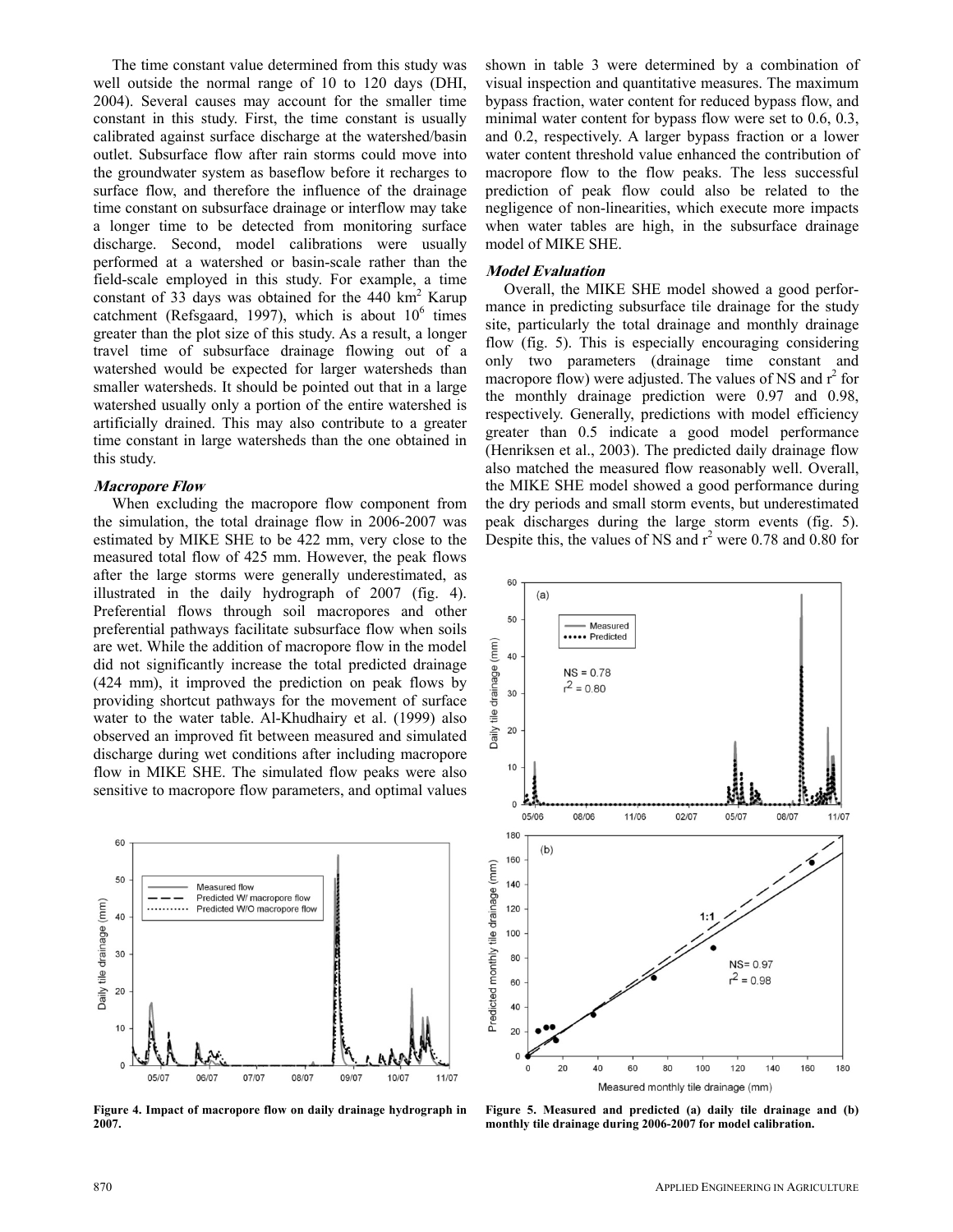The time constant value determined from this study was well outside the normal range of 10 to 120 days (DHI, 2004). Several causes may account for the smaller time constant in this study. First, the time constant is usually calibrated against surface discharge at the watershed/basin outlet. Subsurface flow after rain storms could move into the groundwater system as baseflow before it recharges to surface flow, and therefore the influence of the drainage time constant on subsurface drainage or interflow may take a longer time to be detected from monitoring surface discharge. Second, model calibrations were usually performed at a watershed or basin-scale rather than the field-scale employed in this study. For example, a time constant of 33 days was obtained for the 440 $km^2$ Karup catchment (Refsgaard, 1997), which is about $10^6$ times greater than the plot size of this study. As a result, a longer travel time of subsurface drainage flowing out of a watershed would be expected for larger watersheds than smaller watersheds. It should be pointed out that in a large watershed usually only a portion of the entire watershed is artificially drained. This may also contribute to a greater time constant in large watersheds than the one obtained in this study.

### *Macropore Flow*

When excluding the macropore flow component from the simulation, the total drainage flow in 2006-2007 was estimated by MIKE SHE to be 422 mm, very close to the measured total flow of 425 mm. However, the peak flows after the large storms were generally underestimated, as illustrated in the daily hydrograph of 2007 (fig. 4). Preferential flows through soil macropores and other preferential pathways facilitate subsurface flow when soils are wet. While the addition of macropore flow in the model did not significantly increase the total predicted drainage (424 mm), it improved the prediction on peak flows by providing shortcut pathways for the movement of surface water to the water table. Al-Khudhairy et al. (1999) also observed an improved fit between measured and simulated discharge during wet conditions after including macropore flow in MIKE SHE. The simulated flow peaks were also sensitive to macropore flow parameters, and optimal values shown in table 3 were determined by a combination of visual inspection and quantitative measures. The maximum bypass fraction, water content for reduced bypass flow, and minimal water content for bypass flow were set to 0.6, 0.3, and 0.2, respectively. A larger bypass fraction or a lower water content threshold value enhanced the contribution of macropore flow to the flow peaks. The less successful prediction of peak flow could also be related to the negligence of non-linearities, which execute more impacts when water tables are high, in the subsurface drainage model of MIKE SHE.

### *Model Evaluation*

Overall, the MIKE SHE model showed a good performance in predicting subsurface tile drainage for the study site, particularly the total drainage and monthly drainage flow (fig. 5). This is especially encouraging considering only two parameters (drainage time constant and macropore flow) were adjusted. The values of NS and $r^2$ for the monthly drainage prediction were 0.97 and 0.98, respectively. Generally, predictions with model efficiency greater than 0.5 indicate a good model performance (Henriksen et al., 2003). The predicted daily drainage flow also matched the measured flow reasonably well. Overall, the MIKE SHE model showed a good performance during the dry periods and small storm events, but underestimated peak discharges during the large storm events (fig. 5). Despite this, the values of NS and $r^2$ were 0.78 and 0.80 for

**Figure 4. Impact of macropore flow on daily drainage hydrograph in 2007.**

**Figure 5. Measured and predicted (a) daily tile drainage and (b) monthly tile drainage during 2006-2007 for model calibration.**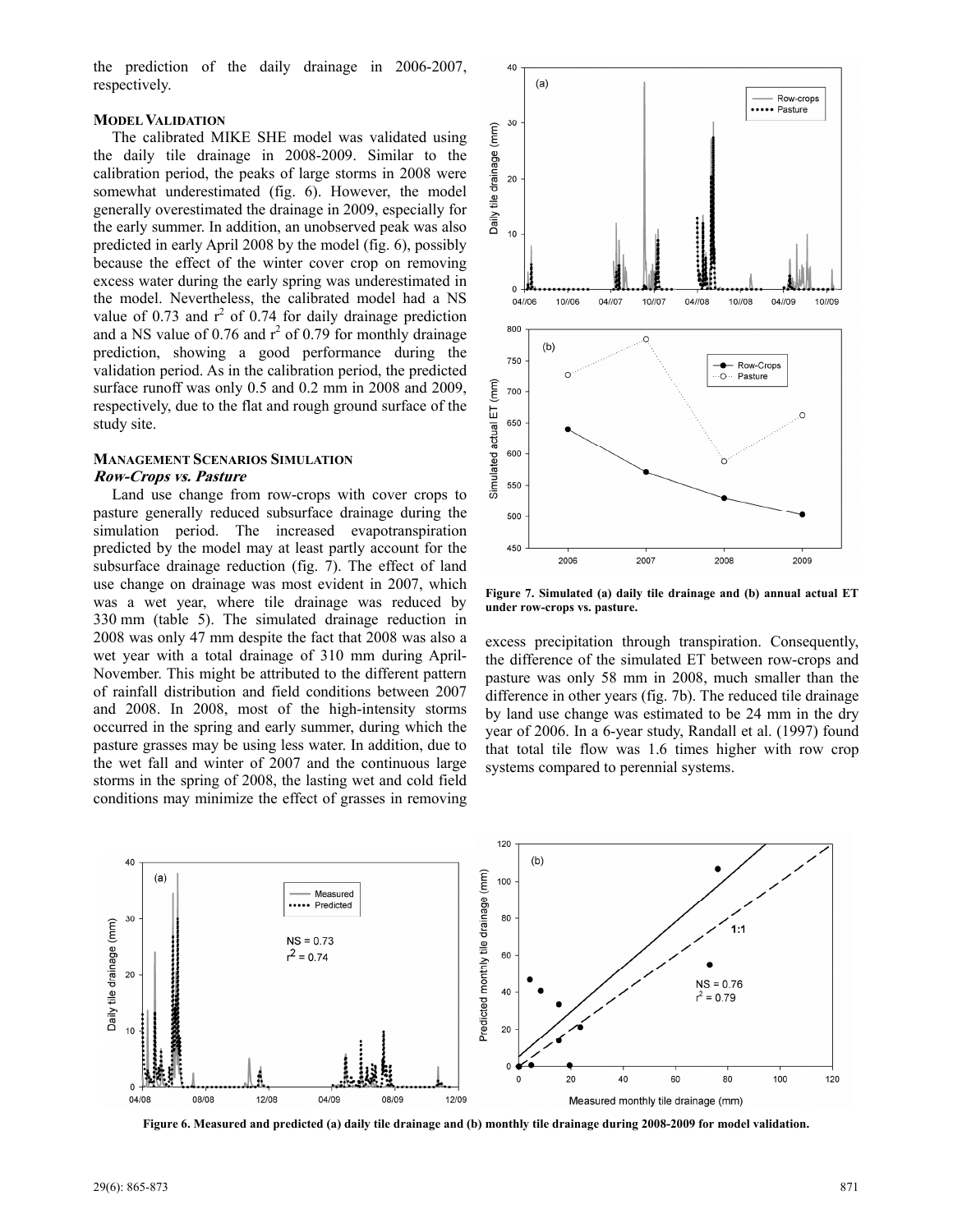the prediction of the daily drainage in 2006-2007, respectively.

### Model Validation

The calibrated MIKE SHE model was validated using the daily tile drainage in 2008-2009. Similar to the calibration period, the peaks of large storms in 2008 were somewhat underestimated (fig. 6). However, the model generally overestimated the drainage in 2009, especially for the early summer. In addition, an unobserved peak was also predicted in early April 2008 by the model (fig. 6), possibly because the effect of the winter cover crop on removing excess water during the early spring was underestimated in the model. Nevertheless, the calibrated model had a NS value of 0.73 and $r^2$ of 0.74 for daily drainage prediction and a NS value of 0.76 and $r^2$ of 0.79 for monthly drainage prediction, showing a good performance during the validation period. As in the calibration period, the predicted surface runoff was only 0.5 and 0.2 mm in 2008 and 2009, respectively, due to the flat and rough ground surface of the study site.

### Management Scenarios Simulation

#### *Row-Crops vs. Pasture*

Land use change from row-crops with cover crops to pasture generally reduced subsurface drainage during the simulation period. The increased evapotranspiration predicted by the model may at least partly account for the subsurface drainage reduction (fig. 7). The effect of land use change on drainage was most evident in 2007, which was a wet year, where tile drainage was reduced by 330 mm (table 5). The simulated drainage reduction in 2008 was only 47 mm despite the fact that 2008 was also a wet year with a total drainage of 310 mm during April-November. This might be attributed to the different pattern of rainfall distribution and field conditions between 2007 and 2008. In 2008, most of the high-intensity storms occurred in the spring and early summer, during which the pasture grasses may be using less water. In addition, due to the wet fall and winter of 2007 and the continuous large storms in the spring of 2008, the lasting wet and cold field conditions may minimize the effect of grasses in removing excess precipitation through transpiration. Consequently, the difference of the simulated ET between row-crops and pasture was only 58 mm in 2008, much smaller than the difference in other years (fig. 7b). The reduced tile drainage by land use change was estimated to be 24 mm in the dry year of 2006. In a 6-year study, Randall et al. (1997) found that total tile flow was 1.6 times higher with row crop systems compared to perennial systems.

**Figure 7. Simulated (a) daily tile drainage and (b) annual actual ET under row-crops vs. pasture.**

**Figure 6. Measured and predicted (a) daily tile drainage and (b) monthly tile drainage during 2008-2009 for model validation.**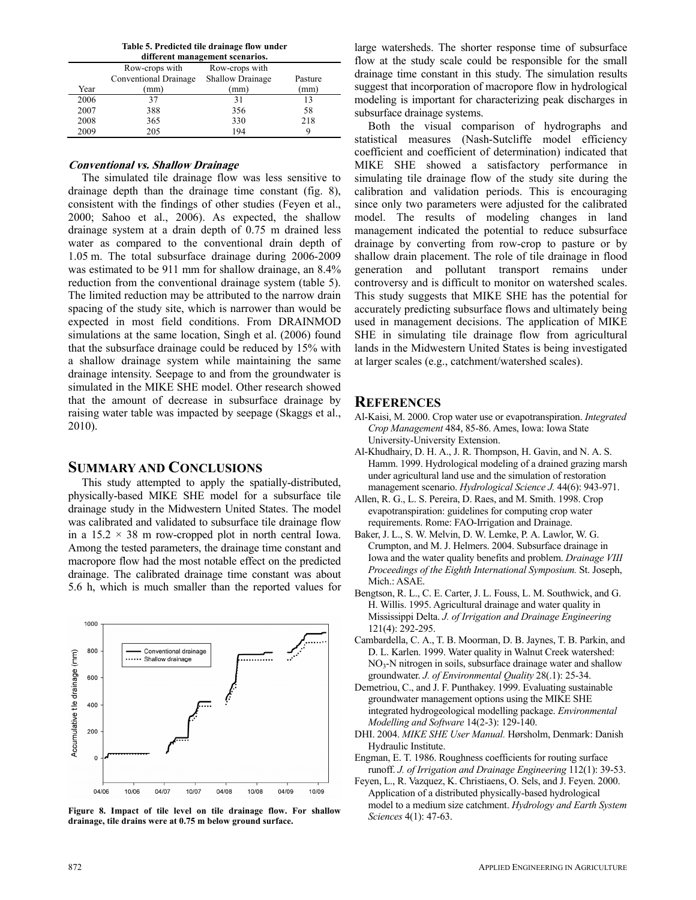**Table 5. Predicted tile drainage flow under different management scenarios.**

| Year | Row-crops with Conventional Drainage (mm) | Row-crops with Shallow Drainage (mm) | Pasture (mm) |
|---|---|---|---|
| 2006 | 37 | 31 | 13 |
| 2007 | 388 | 356 | 58 |
| 2008 | 365 | 330 | 218 |
| 2009 | 205 | 194 | 9 |

### *Conventional vs. Shallow Drainage*

The simulated tile drainage flow was less sensitive to drainage depth than the drainage time constant (fig. 8), consistent with the findings of other studies (Feyen et al., 2000; Sahoo et al., 2006). As expected, the shallow drainage system at a drain depth of 0.75 m drained less water as compared to the conventional drain depth of 1.05 m. The total subsurface drainage during 2006-2009 was estimated to be 911 mm for shallow drainage, an 8.4% reduction from the conventional drainage system (table 5). The limited reduction may be attributed to the narrow drain spacing of the study site, which is narrower than would be expected in most field conditions. From DRAINMOD simulations at the same location, Singh et al. (2006) found that the subsurface drainage could be reduced by 15% with a shallow drainage system while maintaining the same drainage intensity. Seepage to and from the groundwater is simulated in the MIKE SHE model. Other research showed that the amount of decrease in subsurface drainage by raising water table was impacted by seepage (Skaggs et al., 2010).

## Summary and Conclusions

This study attempted to apply the spatially-distributed, physically-based MIKE SHE model for a subsurface tile drainage study in the Midwestern United States. The model was calibrated and validated to subsurface tile drainage flow in a 15.2 × 38 m row-cropped plot in north central Iowa. Among the tested parameters, the drainage time constant and macropore flow had the most notable effect on the predicted drainage. The calibrated drainage time constant was about 5.6 h, which is much smaller than the reported values for large watersheds. The shorter response time of subsurface flow at the study scale could be responsible for the small drainage time constant in this study. The simulation results suggest that incorporation of macropore flow in hydrological modeling is important for characterizing peak discharges in subsurface drainage systems.

Figure 8. Impact of tile level on tile drainage flow. For shallow drainage, tile drains were at 0.75 m below ground surface.

Both the visual comparison of hydrographs and statistical measures (Nash-Sutcliffe model efficiency coefficient and coefficient of determination) indicated that MIKE SHE showed a satisfactory performance in simulating tile drainage flow of the study site during the calibration and validation periods. This is encouraging since only two parameters were adjusted for the calibrated model. The results of modeling changes in land management indicated the potential to reduce subsurface drainage by converting from row-crop to pasture or by shallow drain placement. The role of tile drainage in flood generation and pollutant transport remains under controversy and is difficult to monitor on watershed scales. This study suggests that MIKE SHE has the potential for accurately predicting subsurface flows and ultimately being used in management decisions. The application of MIKE SHE in simulating tile drainage flow from agricultural lands in the Midwestern United States is being investigated at larger scales (e.g., catchment/watershed scales).

## References

Al-Kaisi, M. 2000. Crop water use or evapotranspiration. *Integrated Crop Management* 484, 85-86. Ames, Iowa: Iowa State University-University Extension.

Al-Khudhairy, D. H. A., J. R. Thompson, H. Gavin, and N. A. S. Hamm. 1999. Hydrological modeling of a drained grazing marsh under agricultural land use and the simulation of restoration management scenario. *Hydrological Science J.* 44(6): 943-971.

Allen, R. G., L. S. Pereira, D. Raes, and M. Smith. 1998. Crop evapotranspiration: guidelines for computing crop water requirements. Rome: FAO-Irrigation and Drainage.

Baker, J. L., S. W. Melvin, D. W. Lemke, P. A. Lawlor, W. G. Crumpton, and M. J. Helmers. 2004. Subsurface drainage in Iowa and the water quality benefits and problem. *Drainage VIII Proceedings of the Eighth International Symposium.* St. Joseph, Mich.: ASAE.

Bengtson, R. L., C. E. Carter, J. L. Fouss, L. M. Southwick, and G. H. Willis. 1995. Agricultural drainage and water quality in Mississippi Delta. *J. of Irrigation and Drainage Engineering* 121(4): 292-295.

Cambardella, C. A., T. B. Moorman, D. B. Jaynes, T. B. Parkin, and D. L. Karlen. 1999. Water quality in Walnut Creek watershed: $NO_3$-N nitrogen in soils, subsurface drainage water and shallow groundwater. *J. of Environmental Quality* 28(.1): 25-34.

Demetriou, C., and J. F. Punthakey. 1999. Evaluating sustainable groundwater management options using the MIKE SHE integrated hydrogeological modelling package. *Environmental Modelling and Software* 14(2-3): 129-140.

DHI. 2004. *MIKE SHE User Manual.* Hørsholm, Denmark: Danish Hydraulic Institute.

Engman, E. T. 1986. Roughness coefficients for routing surface runoff. *J. of Irrigation and Drainage Engineering* 112(1): 39-53.

Feyen, L., R. Vazquez, K. Christiaens, O. Sels, and J. Feyen. 2000. Application of a distributed physically-based hydrological model to a medium size catchment. *Hydrology and Earth System Sciences* 4(1): 47-63.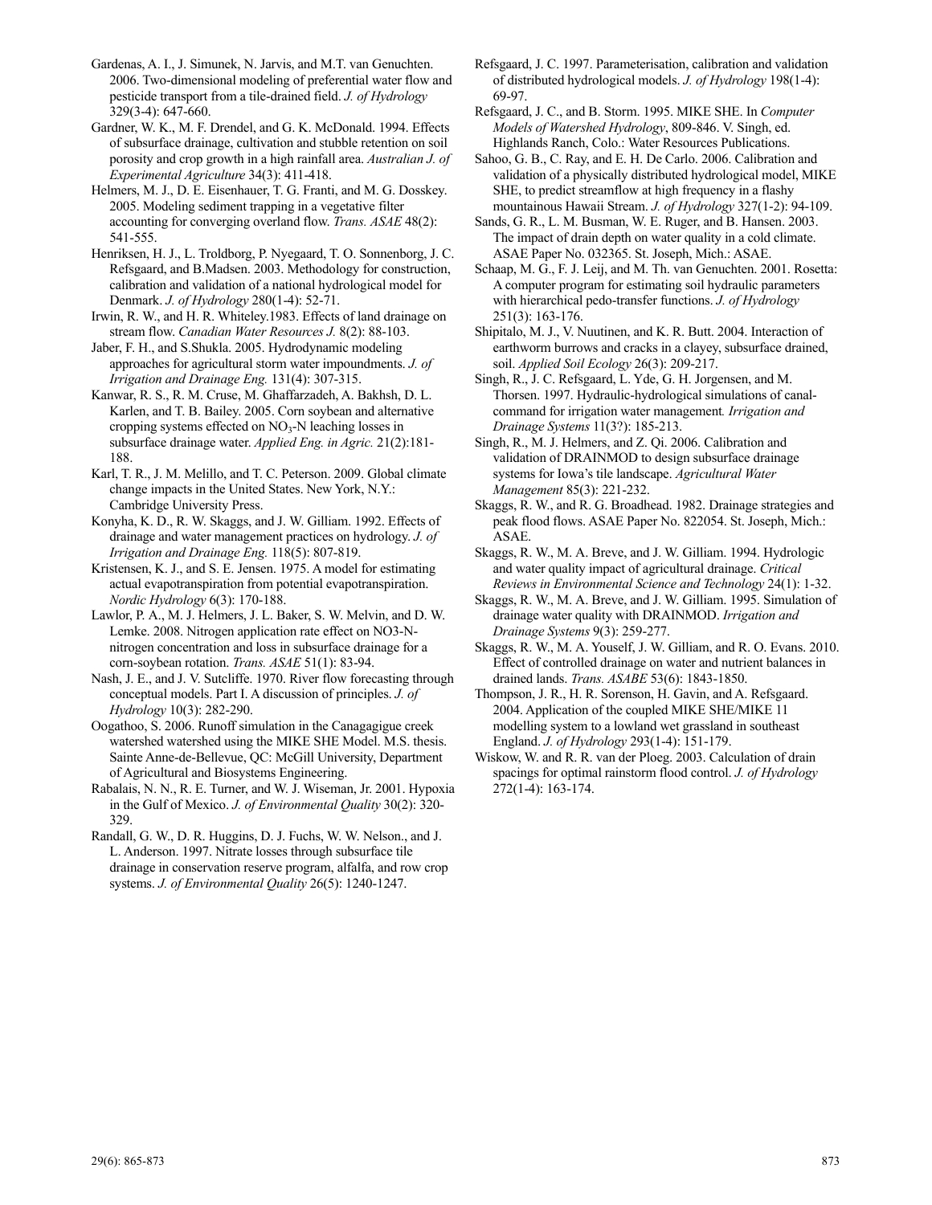Gardenas, A. I., J. Simunek, N. Jarvis, and M.T. van Genuchten. 2006. Two-dimensional modeling of preferential water flow and pesticide transport from a tile-drained field. *J. of Hydrology* 329(3-4): 647-660.

Gardner, W. K., M. F. Drendel, and G. K. McDonald. 1994. Effects of subsurface drainage, cultivation and stubble retention on soil porosity and crop growth in a high rainfall area. *Australian J. of Experimental Agriculture* 34(3): 411-418.

Helmers, M. J., D. E. Eisenhauer, T. G. Franti, and M. G. Dosskey. 2005. Modeling sediment trapping in a vegetative filter accounting for converging overland flow. *Trans. ASAE* 48(2): 541-555.

Henriksen, H. J., L. Troldborg, P. Nyegaard, T. O. Sonnenborg, J. C. Refsgaard, and B.Madsen. 2003. Methodology for construction, calibration and validation of a national hydrological model for Denmark. *J. of Hydrology* 280(1-4): 52-71.

Irwin, R. W., and H. R. Whiteley.1983. Effects of land drainage on stream flow. *Canadian Water Resources J.* 8(2): 88-103.

Jaber, F. H., and S.Shukla. 2005. Hydrodynamic modeling approaches for agricultural storm water impoundments. *J. of Irrigation and Drainage Eng.* 131(4): 307-315.

Kanwar, R. S., R. M. Cruse, M. Ghaffarzadeh, A. Bakhsh, D. L. Karlen, and T. B. Bailey. 2005. Corn soybean and alternative cropping systems effected on $NO_3$-N leaching losses in subsurface drainage water. *Applied Eng. in Agric.* 21(2):181-188.

Karl, T. R., J. M. Melillo, and T. C. Peterson. 2009. Global climate change impacts in the United States. New York, N.Y.: Cambridge University Press.

Konyha, K. D., R. W. Skaggs, and J. W. Gilliam. 1992. Effects of drainage and water management practices on hydrology. *J. of Irrigation and Drainage Eng.* 118(5): 807-819.

Kristensen, K. J., and S. E. Jensen. 1975. A model for estimating actual evapotranspiration from potential evapotranspiration. *Nordic Hydrology* 6(3): 170-188.

Lawlor, P. A., M. J. Helmers, J. L. Baker, S. W. Melvin, and D. W. Lemke. 2008. Nitrogen application rate effect on NO3-N-nitrogen concentration and loss in subsurface drainage for a corn-soybean rotation. *Trans. ASAE* 51(1): 83-94.

Nash, J. E., and J. V. Sutcliffe. 1970. River flow forecasting through conceptual models. Part I. A discussion of principles. *J. of Hydrology* 10(3): 282-290.

Oogathoo, S. 2006. Runoff simulation in the Canagagigue creek watershed watershed using the MIKE SHE Model. M.S. thesis. Sainte Anne-de-Bellevue, QC: McGill University, Department of Agricultural and Biosystems Engineering.

Rabalais, N. N., R. E. Turner, and W. J. Wiseman, Jr. 2001. Hypoxia in the Gulf of Mexico. *J. of Environmental Quality* 30(2): 320-329.

Randall, G. W., D. R. Huggins, D. J. Fuchs, W. W. Nelson., and J. L. Anderson. 1997. Nitrate losses through subsurface tile drainage in conservation reserve program, alfalfa, and row crop systems. *J. of Environmental Quality* 26(5): 1240-1247.

Refsgaard, J. C. 1997. Parameterisation, calibration and validation of distributed hydrological models. *J. of Hydrology* 198(1-4): 69-97.

Refsgaard, J. C., and B. Storm. 1995. MIKE SHE. In *Computer Models of Watershed Hydrology*, 809-846. V. Singh, ed. Highlands Ranch, Colo.: Water Resources Publications.

Sahoo, G. B., C. Ray, and E. H. De Carlo. 2006. Calibration and validation of a physically distributed hydrological model, MIKE SHE, to predict streamflow at high frequency in a flashy mountainous Hawaii Stream. *J. of Hydrology* 327(1-2): 94-109.

Sands, G. R., L. M. Busman, W. E. Ruger, and B. Hansen. 2003. The impact of drain depth on water quality in a cold climate. ASAE Paper No. 032365. St. Joseph, Mich.: ASAE.

Schaap, M. G., F. J. Leij, and M. Th. van Genuchten. 2001. Rosetta: A computer program for estimating soil hydraulic parameters with hierarchical pedo-transfer functions. *J. of Hydrology* 251(3): 163-176.

Shipitalo, M. J., V. Nuutinen, and K. R. Butt. 2004. Interaction of earthworm burrows and cracks in a clayey, subsurface drained, soil. *Applied Soil Ecology* 26(3): 209-217.

Singh, R., J. C. Refsgaard, L. Yde, G. H. Jorgensen, and M. Thorsen. 1997. Hydraulic-hydrological simulations of canal-command for irrigation water management*. Irrigation and Drainage Systems* 11(3?): 185-213.

Singh, R., M. J. Helmers, and Z. Qi. 2006. Calibration and validation of DRAINMOD to design subsurface drainage systems for Iowa's tile landscape. *Agricultural Water Management* 85(3): 221-232.

Skaggs, R. W., and R. G. Broadhead. 1982. Drainage strategies and peak flood flows. ASAE Paper No. 822054. St. Joseph, Mich.: ASAE.

Skaggs, R. W., M. A. Breve, and J. W. Gilliam. 1994. Hydrologic and water quality impact of agricultural drainage. *Critical Reviews in Environmental Science and Technology* 24(1): 1-32.

Skaggs, R. W., M. A. Breve, and J. W. Gilliam. 1995. Simulation of drainage water quality with DRAINMOD. *Irrigation and Drainage Systems* 9(3): 259-277.

Skaggs, R. W., M. A. Youself, J. W. Gilliam, and R. O. Evans. 2010. Effect of controlled drainage on water and nutrient balances in drained lands. *Trans. ASABE* 53(6): 1843-1850.

Thompson, J. R., H. R. Sorenson, H. Gavin, and A. Refsgaard. 2004. Application of the coupled MIKE SHE/MIKE 11 modelling system to a lowland wet grassland in southeast England. *J. of Hydrology* 293(1-4): 151-179.

Wiskow, W. and R. R. van der Ploeg. 2003. Calculation of drain spacings for optimal rainstorm flood control. *J. of Hydrology* 272(1-4): 163-174.